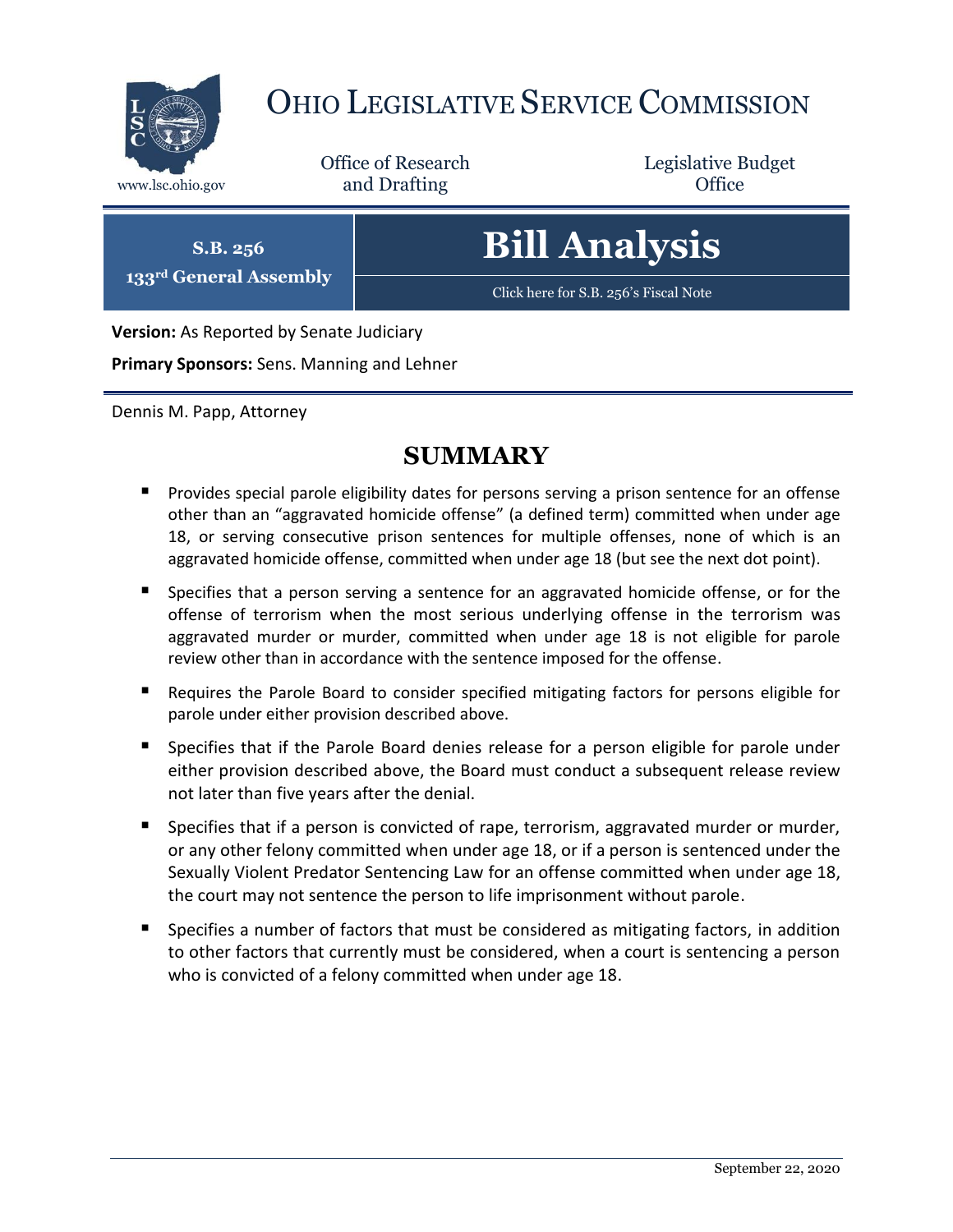# OHIO LEGISLATIVE SERVICE COMMISSION

www.lsc.ohio.gov

Office of Research and Drafting

Legislative Budget Office

**S.B. 256**
**133rd General Assembly**

# Bill Analysis

Click here for S.B. 256's Fiscal Note

**Version:** As Reported by Senate Judiciary

**Primary Sponsors:** Sens. Manning and Lehner

Dennis M. Papp, Attorney

## SUMMARY

- Provides special parole eligibility dates for persons serving a prison sentence for an offense other than an "aggravated homicide offense" (a defined term) committed when under age 18, or serving consecutive prison sentences for multiple offenses, none of which is an aggravated homicide offense, committed when under age 18 (but see the next dot point).
- Specifies that a person serving a sentence for an aggravated homicide offense, or for the offense of terrorism when the most serious underlying offense in the terrorism was aggravated murder or murder, committed when under age 18 is not eligible for parole review other than in accordance with the sentence imposed for the offense.
- Requires the Parole Board to consider specified mitigating factors for persons eligible for parole under either provision described above.
- Specifies that if the Parole Board denies release for a person eligible for parole under either provision described above, the Board must conduct a subsequent release review not later than five years after the denial.
- Specifies that if a person is convicted of rape, terrorism, aggravated murder or murder, or any other felony committed when under age 18, or if a person is sentenced under the Sexually Violent Predator Sentencing Law for an offense committed when under age 18, the court may not sentence the person to life imprisonment without parole.
- Specifies a number of factors that must be considered as mitigating factors, in addition to other factors that currently must be considered, when a court is sentencing a person who is convicted of a felony committed when under age 18.

September 22, 2020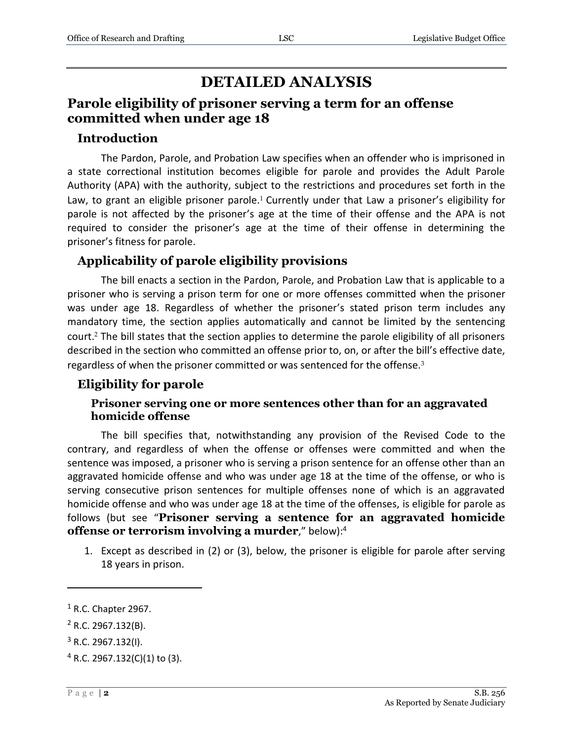# DETAILED ANALYSIS

## Parole eligibility of prisoner serving a term for an offense committed when under age 18

### Introduction

The Pardon, Parole, and Probation Law specifies when an offender who is imprisoned in a state correctional institution becomes eligible for parole and provides the Adult Parole Authority (APA) with the authority, subject to the restrictions and procedures set forth in the Law, to grant an eligible prisoner parole.[1] Currently under that Law a prisoner's eligibility for parole is not affected by the prisoner's age at the time of their offense and the APA is not required to consider the prisoner's age at the time of their offense in determining the prisoner's fitness for parole.

### Applicability of parole eligibility provisions

The bill enacts a section in the Pardon, Parole, and Probation Law that is applicable to a prisoner who is serving a prison term for one or more offenses committed when the prisoner was under age 18. Regardless of whether the prisoner's stated prison term includes any mandatory time, the section applies automatically and cannot be limited by the sentencing court.[2] The bill states that the section applies to determine the parole eligibility of all prisoners described in the section who committed an offense prior to, on, or after the bill's effective date, regardless of when the prisoner committed or was sentenced for the offense.[3]

### Eligibility for parole

#### Prisoner serving one or more sentences other than for an aggravated homicide offense

The bill specifies that, notwithstanding any provision of the Revised Code to the contrary, and regardless of when the offense or offenses were committed and when the sentence was imposed, a prisoner who is serving a prison sentence for an offense other than an aggravated homicide offense and who was under age 18 at the time of the offense, or who is serving consecutive prison sentences for multiple offenses none of which is an aggravated homicide offense and who was under age 18 at the time of the offenses, is eligible for parole as follows (but see "**Prisoner serving a sentence for an aggravated homicide offense or terrorism involving a murder**," below):[4]

1. Except as described in (2) or (3), below, the prisoner is eligible for parole after serving 18 years in prison.

---

[1] R.C. Chapter 2967.

[2] R.C. 2967.132(B).

[3] R.C. 2967.132(I).

[4] R.C. 2967.132(C)(1) to (3).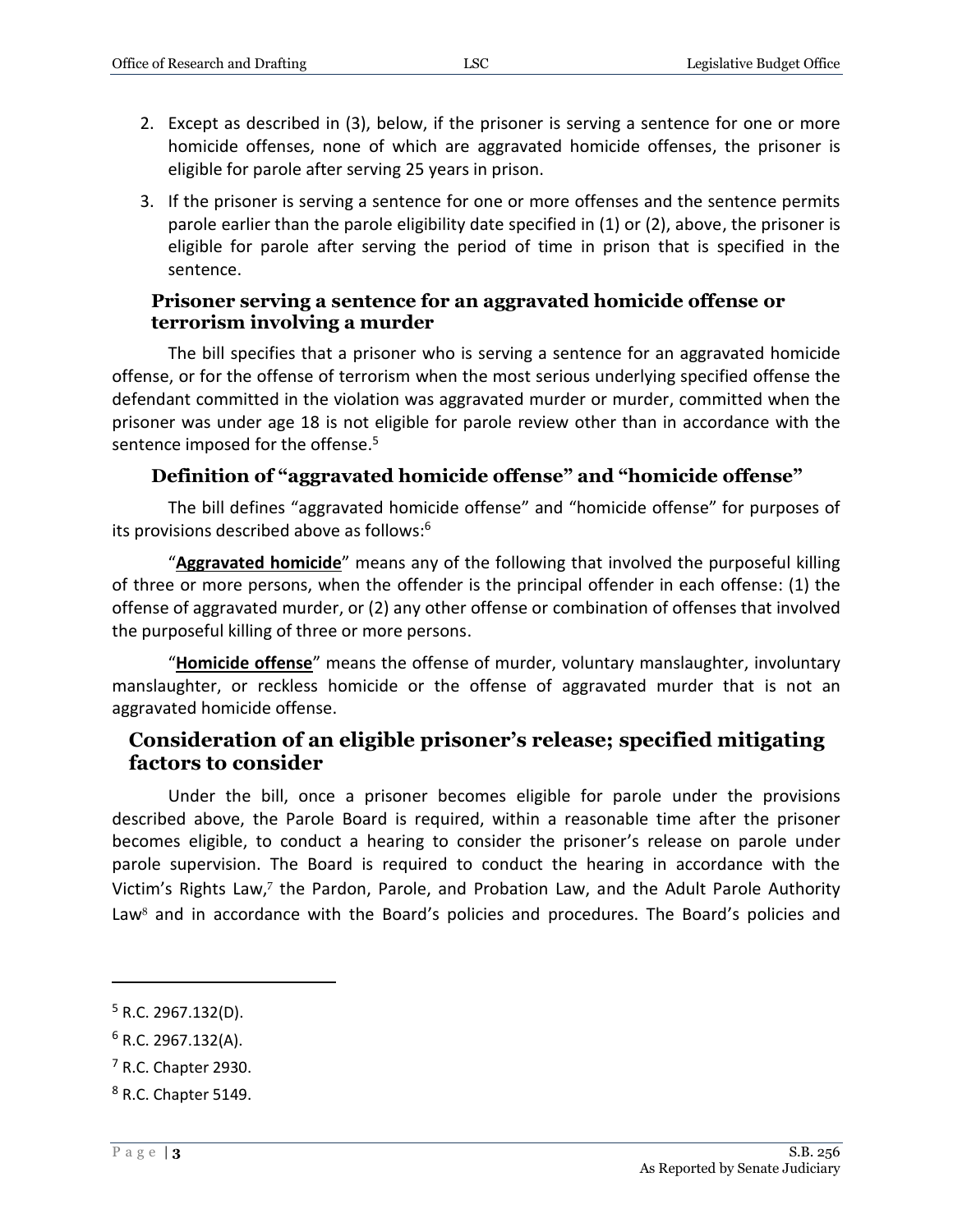2. Except as described in (3), below, if the prisoner is serving a sentence for one or more homicide offenses, none of which are aggravated homicide offenses, the prisoner is eligible for parole after serving 25 years in prison.
3. If the prisoner is serving a sentence for one or more offenses and the sentence permits parole earlier than the parole eligibility date specified in (1) or (2), above, the prisoner is eligible for parole after serving the period of time in prison that is specified in the sentence.

### Prisoner serving a sentence for an aggravated homicide offense or terrorism involving a murder

The bill specifies that a prisoner who is serving a sentence for an aggravated homicide offense, or for the offense of terrorism when the most serious underlying specified offense the defendant committed in the violation was aggravated murder or murder, committed when the prisoner was under age 18 is not eligible for parole review other than in accordance with the sentence imposed for the offense.[5]

### Definition of "aggravated homicide offense" and "homicide offense"

The bill defines "aggravated homicide offense" and "homicide offense" for purposes of its provisions described above as follows:[6]

"**Aggravated homicide**" means any of the following that involved the purposeful killing of three or more persons, when the offender is the principal offender in each offense: (1) the offense of aggravated murder, or (2) any other offense or combination of offenses that involved the purposeful killing of three or more persons.

"**Homicide offense**" means the offense of murder, voluntary manslaughter, involuntary manslaughter, or reckless homicide or the offense of aggravated murder that is not an aggravated homicide offense.

## Consideration of an eligible prisoner's release; specified mitigating factors to consider

Under the bill, once a prisoner becomes eligible for parole under the provisions described above, the Parole Board is required, within a reasonable time after the prisoner becomes eligible, to conduct a hearing to consider the prisoner's release on parole under parole supervision. The Board is required to conduct the hearing in accordance with the Victim's Rights Law,[7] the Pardon, Parole, and Probation Law, and the Adult Parole Authority Law[8] and in accordance with the Board's policies and procedures. The Board's policies and

---

[5] R.C. 2967.132(D).

[6] R.C. 2967.132(A).

[7] R.C. Chapter 2930.

[8] R.C. Chapter 5149.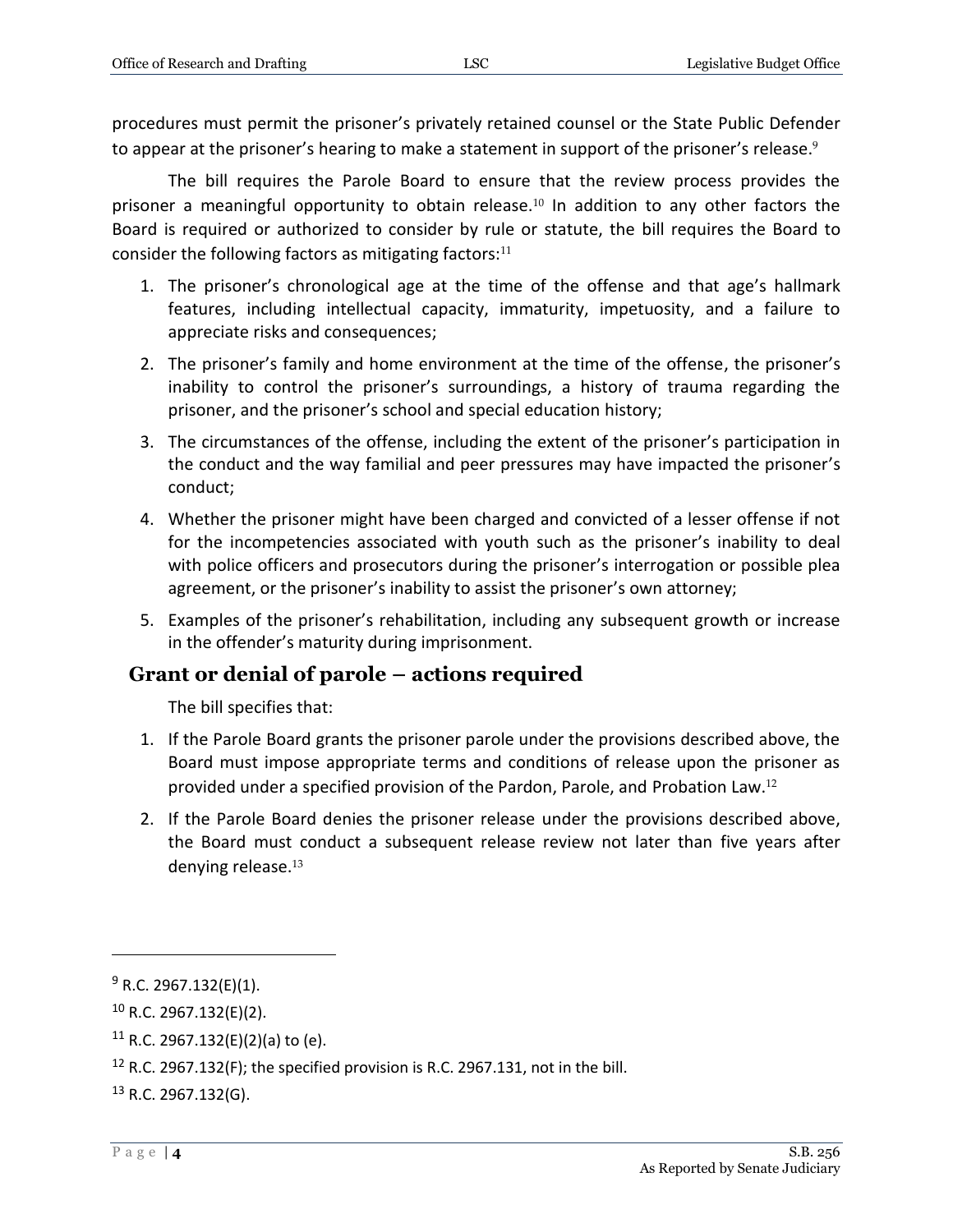procedures must permit the prisoner's privately retained counsel or the State Public Defender to appear at the prisoner's hearing to make a statement in support of the prisoner's release.[9]

The bill requires the Parole Board to ensure that the review process provides the prisoner a meaningful opportunity to obtain release.[10] In addition to any other factors the Board is required or authorized to consider by rule or statute, the bill requires the Board to consider the following factors as mitigating factors:[11]

1. The prisoner's chronological age at the time of the offense and that age's hallmark features, including intellectual capacity, immaturity, impetuosity, and a failure to appreciate risks and consequences;
2. The prisoner's family and home environment at the time of the offense, the prisoner's inability to control the prisoner's surroundings, a history of trauma regarding the prisoner, and the prisoner's school and special education history;
3. The circumstances of the offense, including the extent of the prisoner's participation in the conduct and the way familial and peer pressures may have impacted the prisoner's conduct;
4. Whether the prisoner might have been charged and convicted of a lesser offense if not for the incompetencies associated with youth such as the prisoner's inability to deal with police officers and prosecutors during the prisoner's interrogation or possible plea agreement, or the prisoner's inability to assist the prisoner's own attorney;
5. Examples of the prisoner's rehabilitation, including any subsequent growth or increase in the offender's maturity during imprisonment.

## Grant or denial of parole – actions required

The bill specifies that:

1. If the Parole Board grants the prisoner parole under the provisions described above, the Board must impose appropriate terms and conditions of release upon the prisoner as provided under a specified provision of the Pardon, Parole, and Probation Law.[12]
2. If the Parole Board denies the prisoner release under the provisions described above, the Board must conduct a subsequent release review not later than five years after denying release.[13]

---

[9] R.C. 2967.132(E)(1).

[10] R.C. 2967.132(E)(2).

[11] R.C. 2967.132(E)(2)(a) to (e).

[12] R.C. 2967.132(F); the specified provision is R.C. 2967.131, not in the bill.

[13] R.C. 2967.132(G).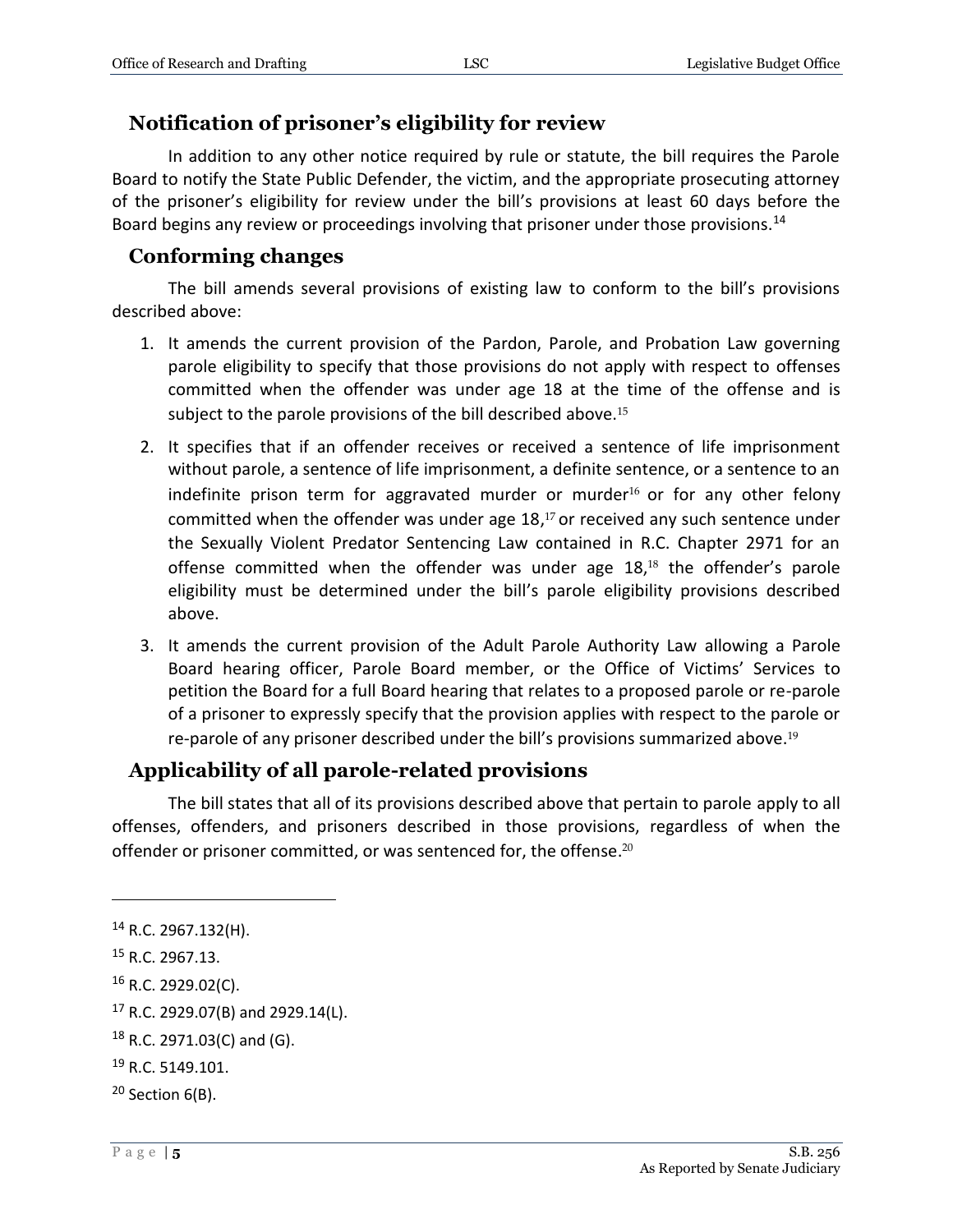## Notification of prisoner's eligibility for review

In addition to any other notice required by rule or statute, the bill requires the Parole Board to notify the State Public Defender, the victim, and the appropriate prosecuting attorney of the prisoner's eligibility for review under the bill's provisions at least 60 days before the Board begins any review or proceedings involving that prisoner under those provisions.[14]

## Conforming changes

The bill amends several provisions of existing law to conform to the bill's provisions described above:

1. It amends the current provision of the Pardon, Parole, and Probation Law governing parole eligibility to specify that those provisions do not apply with respect to offenses committed when the offender was under age 18 at the time of the offense and is subject to the parole provisions of the bill described above.[15]
2. It specifies that if an offender receives or received a sentence of life imprisonment without parole, a sentence of life imprisonment, a definite sentence, or a sentence to an indefinite prison term for aggravated murder or murder[16] or for any other felony committed when the offender was under age 18,[17] or received any such sentence under the Sexually Violent Predator Sentencing Law contained in R.C. Chapter 2971 for an offense committed when the offender was under age 18,[18] the offender's parole eligibility must be determined under the bill's parole eligibility provisions described above.
3. It amends the current provision of the Adult Parole Authority Law allowing a Parole Board hearing officer, Parole Board member, or the Office of Victims' Services to petition the Board for a full Board hearing that relates to a proposed parole or re-parole of a prisoner to expressly specify that the provision applies with respect to the parole or re-parole of any prisoner described under the bill's provisions summarized above.[19]

## Applicability of all parole-related provisions

The bill states that all of its provisions described above that pertain to parole apply to all offenses, offenders, and prisoners described in those provisions, regardless of when the offender or prisoner committed, or was sentenced for, the offense.[20]

---

[14] R.C. 2967.132(H).

[15] R.C. 2967.13.

[16] R.C. 2929.02(C).

[17] R.C. 2929.07(B) and 2929.14(L).

[18] R.C. 2971.03(C) and (G).

[19] R.C. 5149.101.

[20] Section 6(B).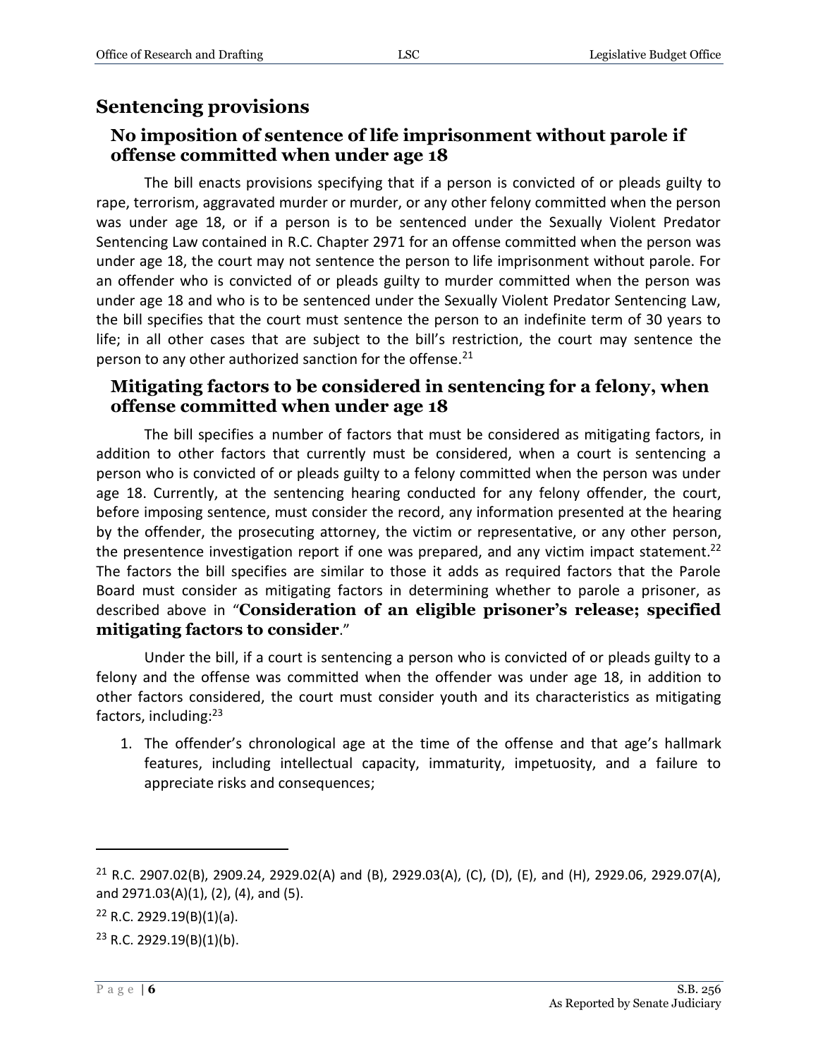## Sentencing provisions

### No imposition of sentence of life imprisonment without parole if offense committed when under age 18

The bill enacts provisions specifying that if a person is convicted of or pleads guilty to rape, terrorism, aggravated murder or murder, or any other felony committed when the person was under age 18, or if a person is to be sentenced under the Sexually Violent Predator Sentencing Law contained in R.C. Chapter 2971 for an offense committed when the person was under age 18, the court may not sentence the person to life imprisonment without parole. For an offender who is convicted of or pleads guilty to murder committed when the person was under age 18 and who is to be sentenced under the Sexually Violent Predator Sentencing Law, the bill specifies that the court must sentence the person to an indefinite term of 30 years to life; in all other cases that are subject to the bill's restriction, the court may sentence the person to any other authorized sanction for the offense.[21]

### Mitigating factors to be considered in sentencing for a felony, when offense committed when under age 18

The bill specifies a number of factors that must be considered as mitigating factors, in addition to other factors that currently must be considered, when a court is sentencing a person who is convicted of or pleads guilty to a felony committed when the person was under age 18. Currently, at the sentencing hearing conducted for any felony offender, the court, before imposing sentence, must consider the record, any information presented at the hearing by the offender, the prosecuting attorney, the victim or representative, or any other person, the presentence investigation report if one was prepared, and any victim impact statement.[22] The factors the bill specifies are similar to those it adds as required factors that the Parole Board must consider as mitigating factors in determining whether to parole a prisoner, as described above in "**Consideration of an eligible prisoner's release; specified mitigating factors to consider**."

Under the bill, if a court is sentencing a person who is convicted of or pleads guilty to a felony and the offense was committed when the offender was under age 18, in addition to other factors considered, the court must consider youth and its characteristics as mitigating factors, including:[23]

1. The offender's chronological age at the time of the offense and that age's hallmark features, including intellectual capacity, immaturity, impetuosity, and a failure to appreciate risks and consequences;

---

[21] R.C. 2907.02(B), 2909.24, 2929.02(A) and (B), 2929.03(A), (C), (D), (E), and (H), 2929.06, 2929.07(A), and 2971.03(A)(1), (2), (4), and (5).

[22] R.C. 2929.19(B)(1)(a).

[23] R.C. 2929.19(B)(1)(b).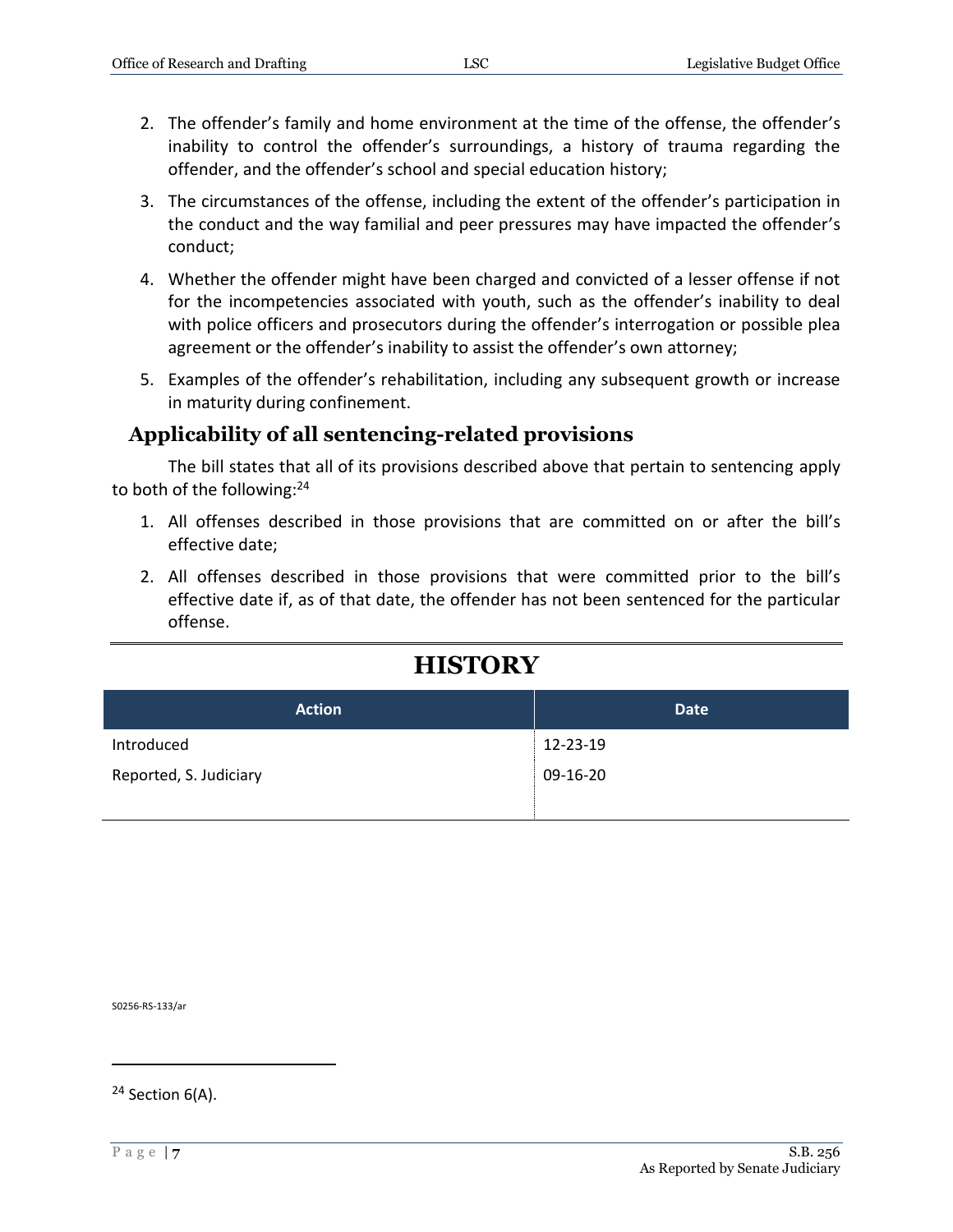2. The offender's family and home environment at the time of the offense, the offender's inability to control the offender's surroundings, a history of trauma regarding the offender, and the offender's school and special education history;
3. The circumstances of the offense, including the extent of the offender's participation in the conduct and the way familial and peer pressures may have impacted the offender's conduct;
4. Whether the offender might have been charged and convicted of a lesser offense if not for the incompetencies associated with youth, such as the offender's inability to deal with police officers and prosecutors during the offender's interrogation or possible plea agreement or the offender's inability to assist the offender's own attorney;
5. Examples of the offender's rehabilitation, including any subsequent growth or increase in maturity during confinement.

## Applicability of all sentencing-related provisions

The bill states that all of its provisions described above that pertain to sentencing apply to both of the following:[24]

1. All offenses described in those provisions that are committed on or after the bill's effective date;
2. All offenses described in those provisions that were committed prior to the bill's effective date if, as of that date, the offender has not been sentenced for the particular offense.

# HISTORY

| Action | Date |
|---|---|
| Introduced | 12-23-19 |
| Reported, S. Judiciary | 09-16-20 |

S0256-RS-133/ar

[24] Section 6(A).